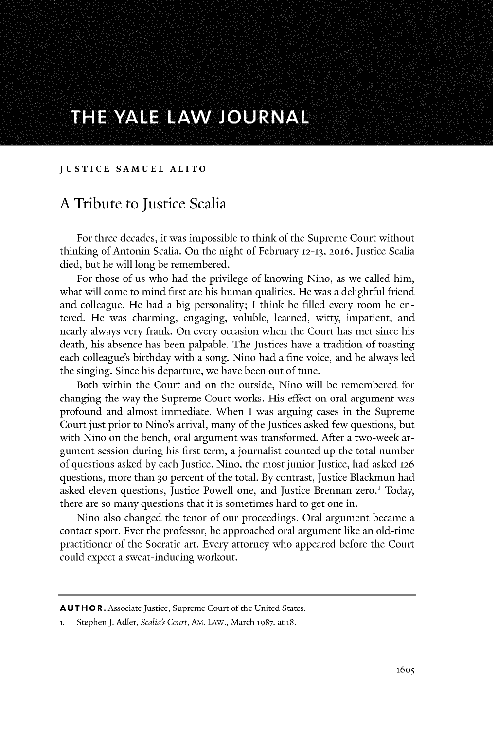# THE YALE LAW JOURNAL

JUSTICE SAMUEL ALITO

## A Tribute to Justice Scalia

For three decades, it was impossible to think of the Supreme Court without thinking of Antonin Scalia. On the night of February 12-13, 2016, Justice Scalia died, but he will long be remembered.

For those of us who had the privilege of knowing Nino, as we called him, what will come to mind first are his human qualities. He was a delightful friend and colleague. He had a big personality; I think he filled every room he entered. He was charming, engaging, voluble, learned, witty, impatient, and nearly always very frank. On every occasion when the Court has met since his death, his absence has been palpable. The Justices have a tradition of toasting each colleague's birthday with a song. Nino had a fine voice, and he always led the singing. Since his departure, we have been out of tune.

Both within the Court and on the outside, Nino will be remembered for changing the way the Supreme Court works. His effect on oral argument was profound and almost immediate. When I was arguing cases in the Supreme Court just prior to Nino's arrival, many of the Justices asked few questions, but with Nino on the bench, oral argument was transformed. After a two-week argument session during his first term, a journalist counted up the total number of questions asked by each Justice. Nino, the most junior Justice, had asked 126 questions, more than 30 percent of the total. By contrast, Justice Blackmun had asked eleven questions, Justice Powell one, and Justice Brennan zero.[1] Today, there are so many questions that it is sometimes hard to get one in.

Nino also changed the tenor of our proceedings. Oral argument became a contact sport. Ever the professor, he approached oral argument like an old-time practitioner of the Socratic art. Every attorney who appeared before the Court could expect a sweat-inducing workout.

---

**AUTHOR.** Associate Justice, Supreme Court of the United States.

1. Stephen J. Adler, *Scalia's Court*, AM. LAW., March 1987, at 18.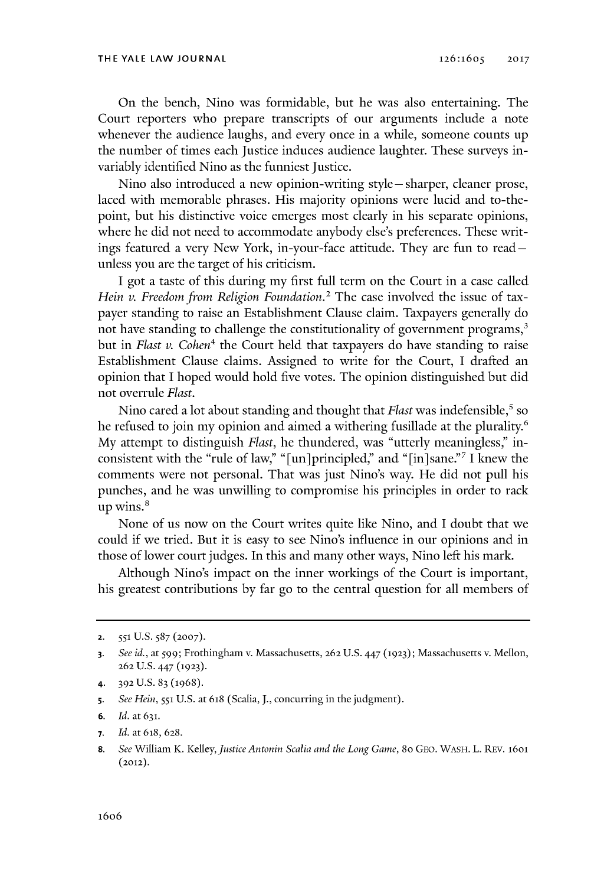On the bench, Nino was formidable, but he was also entertaining. The Court reporters who prepare transcripts of our arguments include a note whenever the audience laughs, and every once in a while, someone counts up the number of times each Justice induces audience laughter. These surveys invariably identified Nino as the funniest Justice.

Nino also introduced a new opinion-writing style—sharper, cleaner prose, laced with memorable phrases. His majority opinions were lucid and to-the-point, but his distinctive voice emerges most clearly in his separate opinions, where he did not need to accommodate anybody else's preferences. These writings featured a very New York, in-your-face attitude. They are fun to read—unless you are the target of his criticism.

I got a taste of this during my first full term on the Court in a case called *Hein v. Freedom from Religion Foundation*.[2] The case involved the issue of taxpayer standing to raise an Establishment Clause claim. Taxpayers generally do not have standing to challenge the constitutionality of government programs,[3] but in *Flast v. Cohen*[4] the Court held that taxpayers do have standing to raise Establishment Clause claims. Assigned to write for the Court, I drafted an opinion that I hoped would hold five votes. The opinion distinguished but did not overrule *Flast*.

Nino cared a lot about standing and thought that *Flast* was indefensible,[5] so he refused to join my opinion and aimed a withering fusillade at the plurality.[6] My attempt to distinguish *Flast*, he thundered, was "utterly meaningless," inconsistent with the "rule of law," "[un]principled," and "[in]sane."[7] I knew the comments were not personal. That was just Nino's way. He did not pull his punches, and he was unwilling to compromise his principles in order to rack up wins.[8]

None of us now on the Court writes quite like Nino, and I doubt that we could if we tried. But it is easy to see Nino's influence in our opinions and in those of lower court judges. In this and many other ways, Nino left his mark.

Although Nino's impact on the inner workings of the Court is important, his greatest contributions by far go to the central question for all members of

---

2. 551 U.S. 587 (2007).
3. *See id.*, at 599; Frothingham v. Massachusetts, 262 U.S. 447 (1923); Massachusetts v. Mellon, 262 U.S. 447 (1923).
4. 392 U.S. 83 (1968).
5. *See Hein*, 551 U.S. at 618 (Scalia, J., concurring in the judgment).
6. *Id.* at 631.
7. *Id.* at 618, 628.
8. *See* William K. Kelley, *Justice Antonin Scalia and the Long Game*, 80 GEO. WASH. L. REV. 1601 (2012).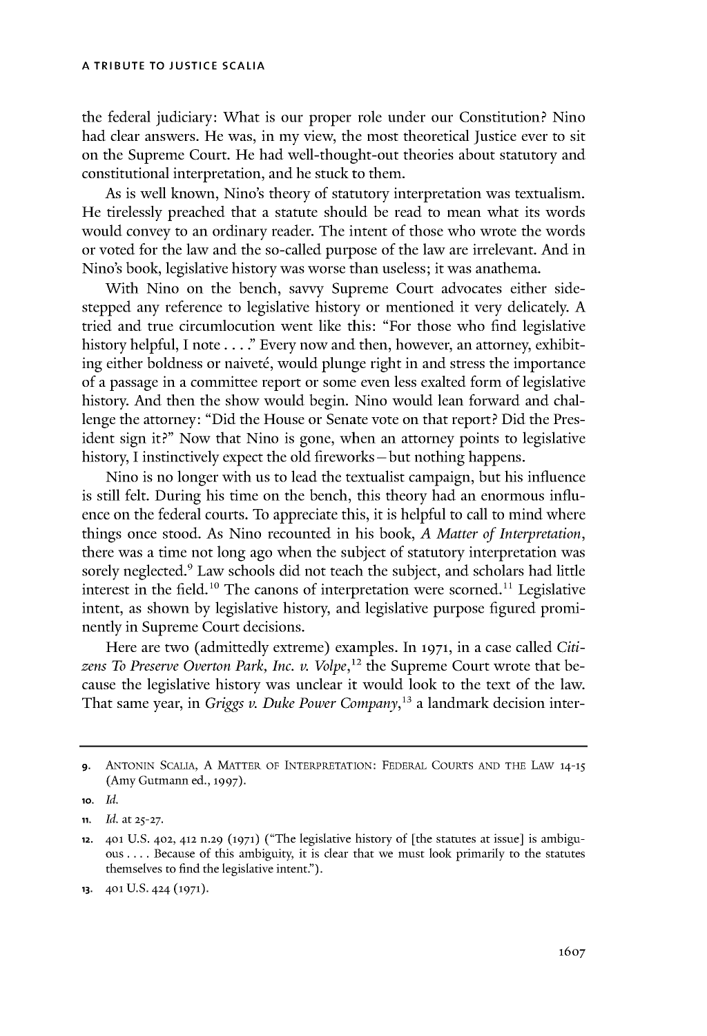the federal judiciary: What is our proper role under our Constitution? Nino had clear answers. He was, in my view, the most theoretical Justice ever to sit on the Supreme Court. He had well-thought-out theories about statutory and constitutional interpretation, and he stuck to them.

As is well known, Nino's theory of statutory interpretation was textualism. He tirelessly preached that a statute should be read to mean what its words would convey to an ordinary reader. The intent of those who wrote the words or voted for the law and the so-called purpose of the law are irrelevant. And in Nino's book, legislative history was worse than useless; it was anathema.

With Nino on the bench, savvy Supreme Court advocates either sidestepped any reference to legislative history or mentioned it very delicately. A tried and true circumlocution went like this: "For those who find legislative history helpful, I note . . . ." Every now and then, however, an attorney, exhibiting either boldness or naiveté, would plunge right in and stress the importance of a passage in a committee report or some even less exalted form of legislative history. And then the show would begin. Nino would lean forward and challenge the attorney: "Did the House or Senate vote on that report? Did the President sign it?" Now that Nino is gone, when an attorney points to legislative history, I instinctively expect the old fireworks – but nothing happens.

Nino is no longer with us to lead the textualist campaign, but his influence is still felt. During his time on the bench, this theory had an enormous influence on the federal courts. To appreciate this, it is helpful to call to mind where things once stood. As Nino recounted in his book, *A Matter of Interpretation*, there was a time not long ago when the subject of statutory interpretation was sorely neglected.[9] Law schools did not teach the subject, and scholars had little interest in the field.[10] The canons of interpretation were scorned.[11] Legislative intent, as shown by legislative history, and legislative purpose figured prominently in Supreme Court decisions.

Here are two (admittedly extreme) examples. In 1971, in a case called *Citizens To Preserve Overton Park, Inc. v. Volpe*,[12] the Supreme Court wrote that because the legislative history was unclear it would look to the text of the law. That same year, in *Griggs v. Duke Power Company*,[13] a landmark decision inter-

---

9. ANTONIN SCALIA, A MATTER OF INTERPRETATION: FEDERAL COURTS AND THE LAW 14-15 (Amy Gutmann ed., 1997).

10. *Id.*

11. *Id.* at 25-27.

12. 401 U.S. 402, 412 n.29 (1971) ("The legislative history of [the statutes at issue] is ambiguous . . . . Because of this ambiguity, it is clear that we must look primarily to the statutes themselves to find the legislative intent.").

13. 401 U.S. 424 (1971).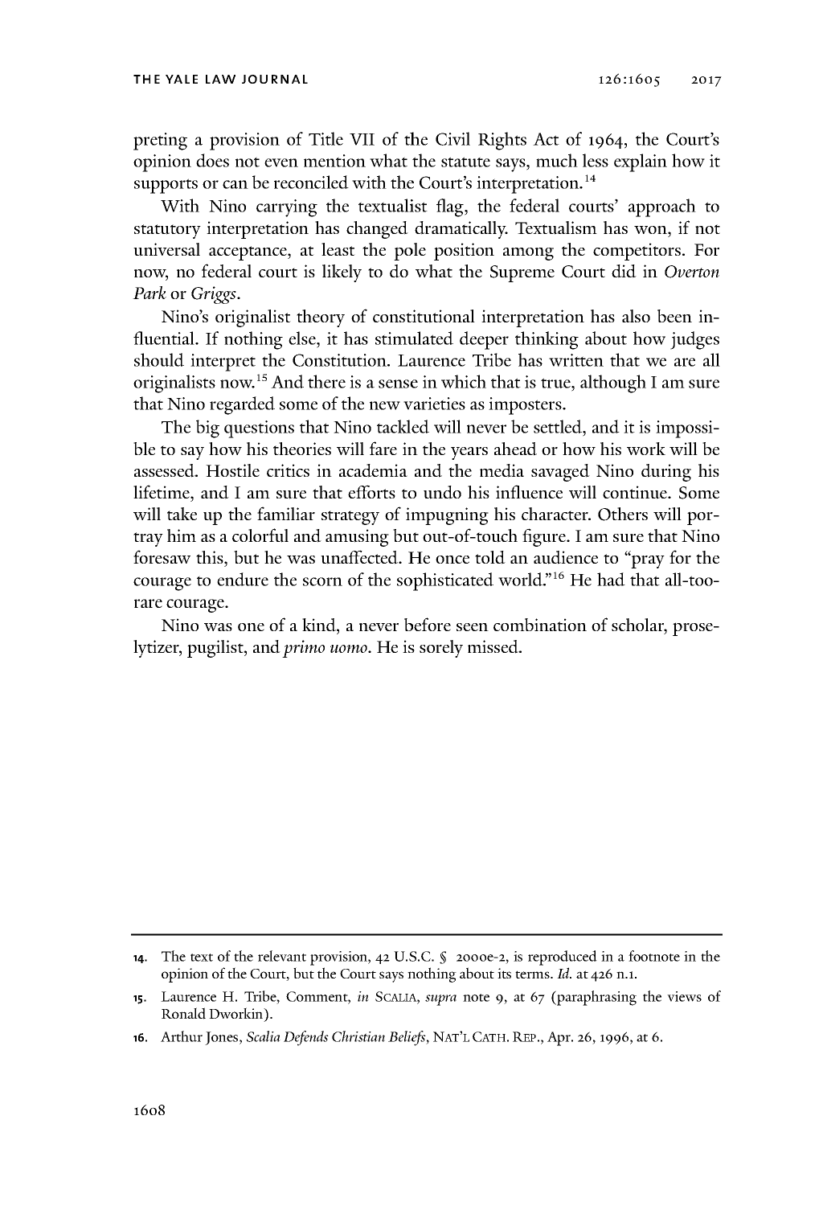preting a provision of Title VII of the Civil Rights Act of 1964, the Court's opinion does not even mention what the statute says, much less explain how it supports or can be reconciled with the Court's interpretation.[14]

With Nino carrying the textualist flag, the federal courts' approach to statutory interpretation has changed dramatically. Textualism has won, if not universal acceptance, at least the pole position among the competitors. For now, no federal court is likely to do what the Supreme Court did in *Overton Park* or *Griggs*.

Nino's originalist theory of constitutional interpretation has also been influential. If nothing else, it has stimulated deeper thinking about how judges should interpret the Constitution. Laurence Tribe has written that we are all originalists now.[15] And there is a sense in which that is true, although I am sure that Nino regarded some of the new varieties as imposters.

The big questions that Nino tackled will never be settled, and it is impossible to say how his theories will fare in the years ahead or how his work will be assessed. Hostile critics in academia and the media savaged Nino during his lifetime, and I am sure that efforts to undo his influence will continue. Some will take up the familiar strategy of impugning his character. Others will portray him as a colorful and amusing but out-of-touch figure. I am sure that Nino foresaw this, but he was unaffected. He once told an audience to "pray for the courage to endure the scorn of the sophisticated world."[16] He had that all-too-rare courage.

Nino was one of a kind, a never before seen combination of scholar, proselytizer, pugilist, and *primo uomo*. He is sorely missed.

---

14. The text of the relevant provision, 42 U.S.C. § 2000e-2, is reproduced in a footnote in the opinion of the Court, but the Court says nothing about its terms. *Id.* at 426 n.1.

15. Laurence H. Tribe, Comment, *in* SCALIA, *supra* note 9, at 67 (paraphrasing the views of Ronald Dworkin).

16. Arthur Jones, *Scalia Defends Christian Beliefs*, NAT'L CATH. REP., Apr. 26, 1996, at 6.